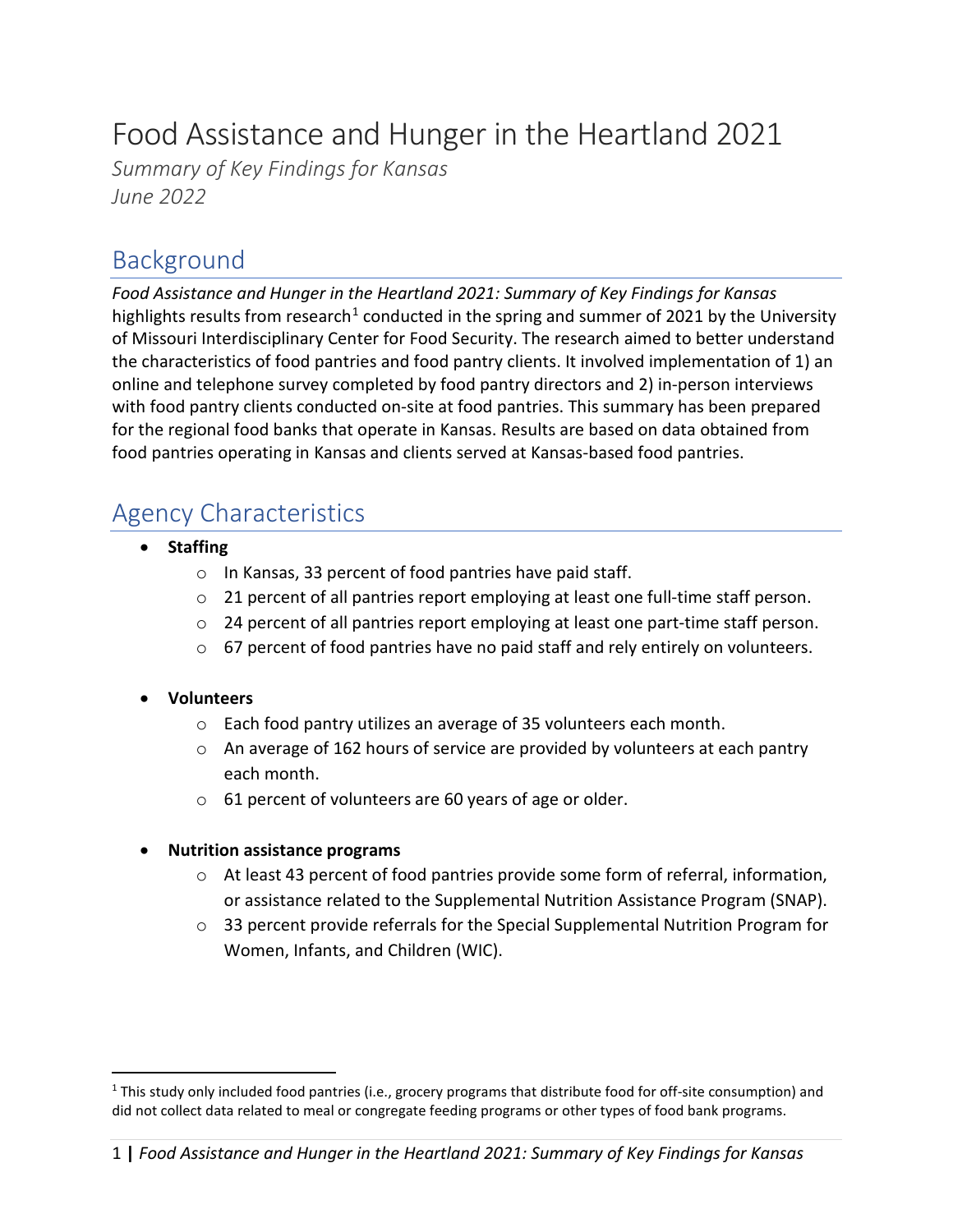# Food Assistance and Hunger in the Heartland 2021

*Summary of Key Findings for Kansas*
*June 2022*

## Background

*Food Assistance and Hunger in the Heartland 2021: Summary of Key Findings for Kansas* highlights results from research[1] conducted in the spring and summer of 2021 by the University of Missouri Interdisciplinary Center for Food Security. The research aimed to better understand the characteristics of food pantries and food pantry clients. It involved implementation of 1) an online and telephone survey completed by food pantry directors and 2) in-person interviews with food pantry clients conducted on-site at food pantries. This summary has been prepared for the regional food banks that operate in Kansas. Results are based on data obtained from food pantries operating in Kansas and clients served at Kansas-based food pantries.

## Agency Characteristics

- **Staffing**
  - In Kansas, 33 percent of food pantries have paid staff.
  - 21 percent of all pantries report employing at least one full-time staff person.
  - 24 percent of all pantries report employing at least one part-time staff person.
  - 67 percent of food pantries have no paid staff and rely entirely on volunteers.

- **Volunteers**
  - Each food pantry utilizes an average of 35 volunteers each month.
  - An average of 162 hours of service are provided by volunteers at each pantry each month.
  - 61 percent of volunteers are 60 years of age or older.

- **Nutrition assistance programs**
  - At least 43 percent of food pantries provide some form of referral, information, or assistance related to the Supplemental Nutrition Assistance Program (SNAP).
  - 33 percent provide referrals for the Special Supplemental Nutrition Program for Women, Infants, and Children (WIC).

[1] This study only included food pantries (i.e., grocery programs that distribute food for off-site consumption) and did not collect data related to meal or congregate feeding programs or other types of food bank programs.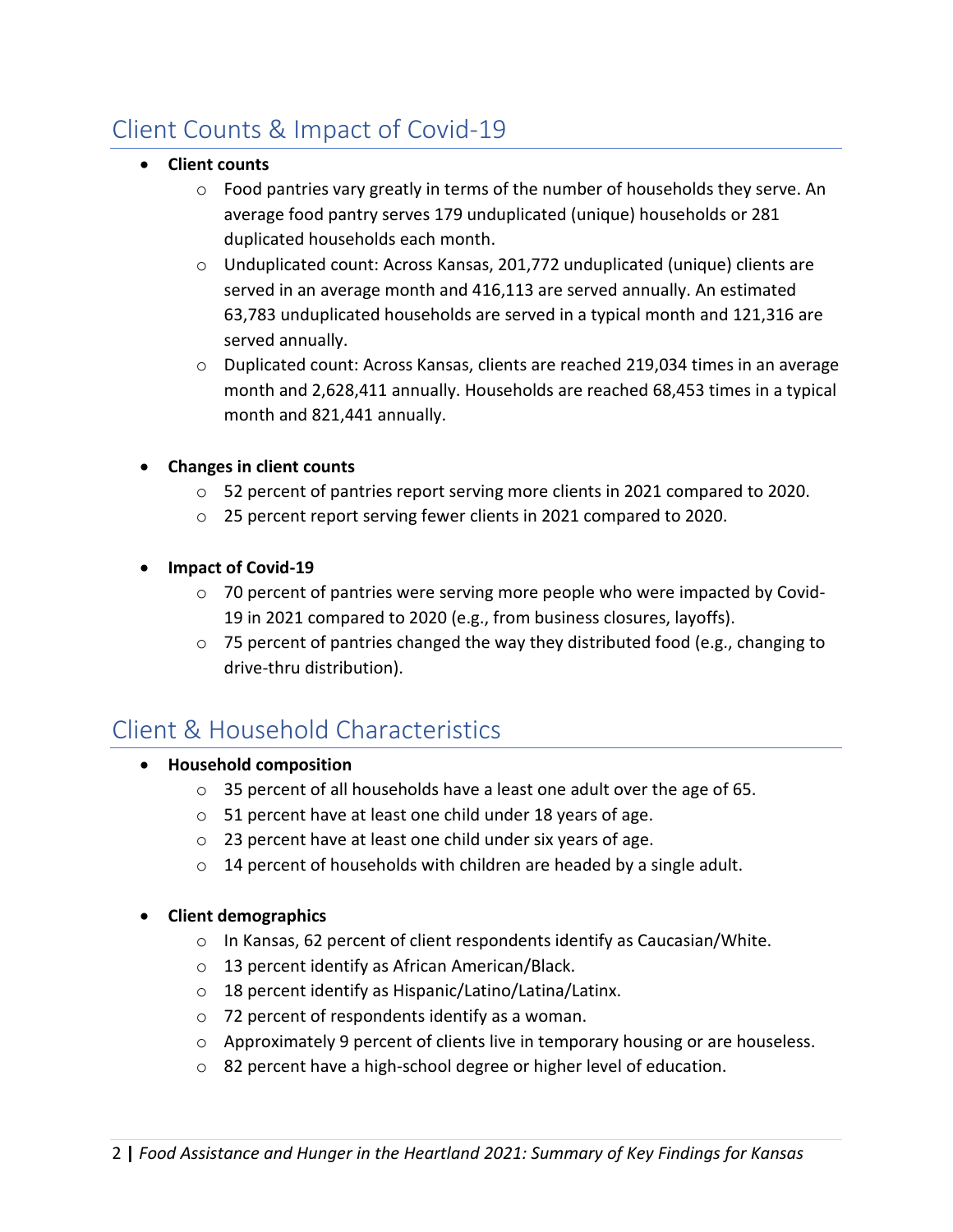## Client Counts & Impact of Covid-19

- **Client counts**
  - Food pantries vary greatly in terms of the number of households they serve. An average food pantry serves 179 unduplicated (unique) households or 281 duplicated households each month.
  - Unduplicated count: Across Kansas, 201,772 unduplicated (unique) clients are served in an average month and 416,113 are served annually. An estimated 63,783 unduplicated households are served in a typical month and 121,316 are served annually.
  - Duplicated count: Across Kansas, clients are reached 219,034 times in an average month and 2,628,411 annually. Households are reached 68,453 times in a typical month and 821,441 annually.

- **Changes in client counts**
  - 52 percent of pantries report serving more clients in 2021 compared to 2020.
  - 25 percent report serving fewer clients in 2021 compared to 2020.

- **Impact of Covid-19**
  - 70 percent of pantries were serving more people who were impacted by Covid-19 in 2021 compared to 2020 (e.g., from business closures, layoffs).
  - 75 percent of pantries changed the way they distributed food (e.g., changing to drive-thru distribution).

## Client & Household Characteristics

- **Household composition**
  - 35 percent of all households have a least one adult over the age of 65.
  - 51 percent have at least one child under 18 years of age.
  - 23 percent have at least one child under six years of age.
  - 14 percent of households with children are headed by a single adult.

- **Client demographics**
  - In Kansas, 62 percent of client respondents identify as Caucasian/White.
  - 13 percent identify as African American/Black.
  - 18 percent identify as Hispanic/Latino/Latina/Latinx.
  - 72 percent of respondents identify as a woman.
  - Approximately 9 percent of clients live in temporary housing or are houseless.
  - 82 percent have a high-school degree or higher level of education.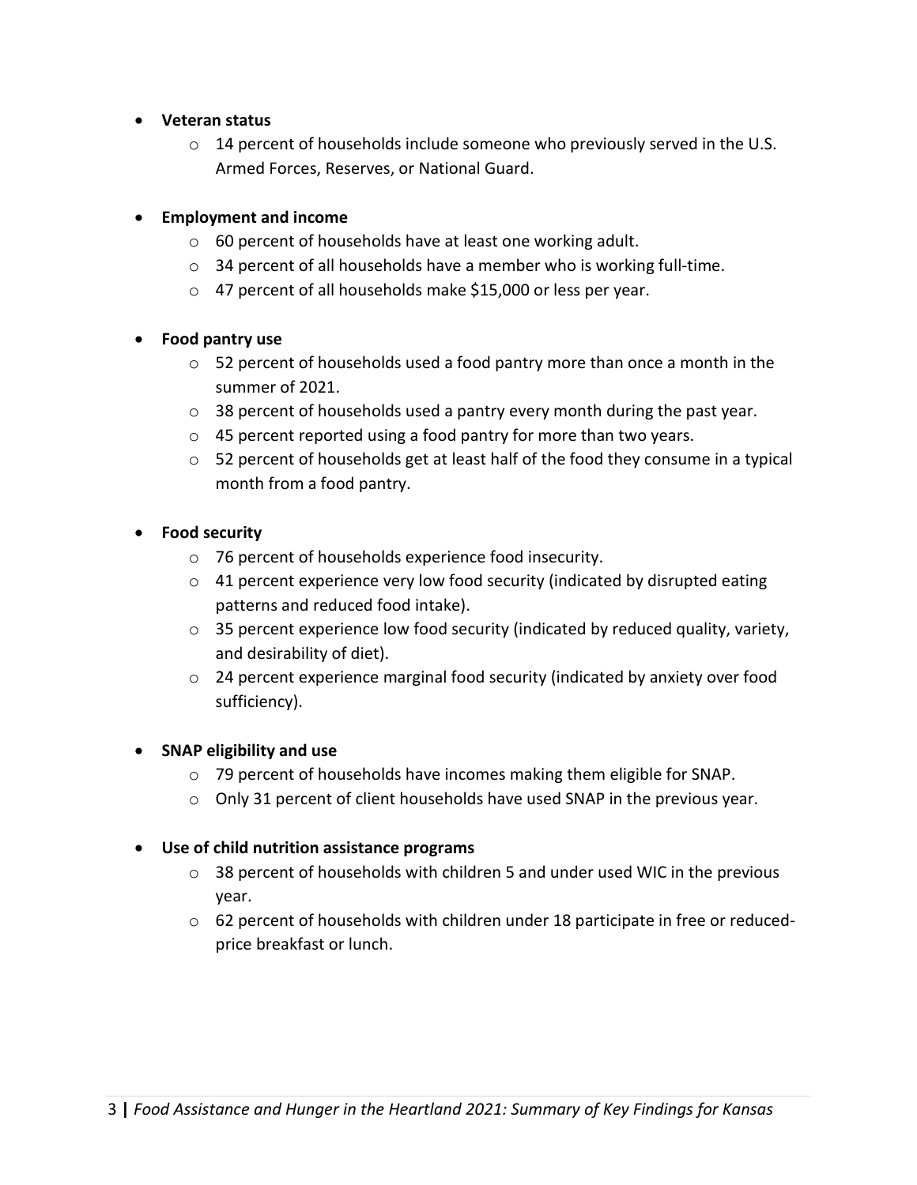- **Veteran status**
  - 14 percent of households include someone who previously served in the U.S. Armed Forces, Reserves, or National Guard.

- **Employment and income**
  - 60 percent of households have at least one working adult.
  - 34 percent of all households have a member who is working full-time.
  - 47 percent of all households make $15,000 or less per year.

- **Food pantry use**
  - 52 percent of households used a food pantry more than once a month in the summer of 2021.
  - 38 percent of households used a pantry every month during the past year.
  - 45 percent reported using a food pantry for more than two years.
  - 52 percent of households get at least half of the food they consume in a typical month from a food pantry.

- **Food security**
  - 76 percent of households experience food insecurity.
  - 41 percent experience very low food security (indicated by disrupted eating patterns and reduced food intake).
  - 35 percent experience low food security (indicated by reduced quality, variety, and desirability of diet).
  - 24 percent experience marginal food security (indicated by anxiety over food sufficiency).

- **SNAP eligibility and use**
  - 79 percent of households have incomes making them eligible for SNAP.
  - Only 31 percent of client households have used SNAP in the previous year.

- **Use of child nutrition assistance programs**
  - 38 percent of households with children 5 and under used WIC in the previous year.
  - 62 percent of households with children under 18 participate in free or reduced-price breakfast or lunch.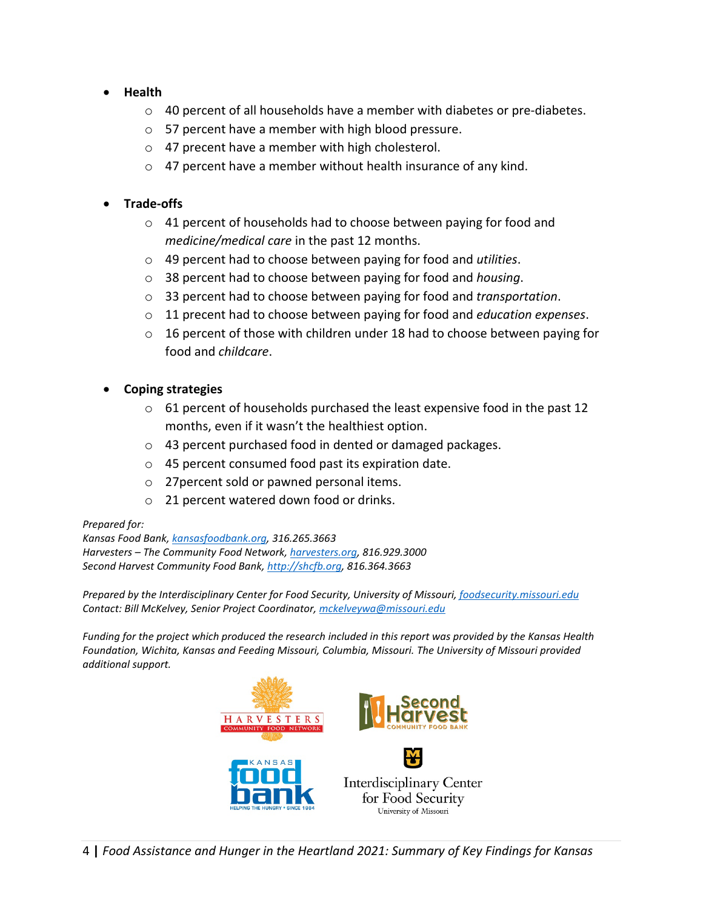- **Health**
  - 40 percent of all households have a member with diabetes or pre-diabetes.
  - 57 percent have a member with high blood pressure.
  - 47 precent have a member with high cholesterol.
  - 47 percent have a member without health insurance of any kind.

- **Trade-offs**
  - 41 percent of households had to choose between paying for food and *medicine/medical care* in the past 12 months.
  - 49 percent had to choose between paying for food and *utilities*.
  - 38 percent had to choose between paying for food and *housing*.
  - 33 percent had to choose between paying for food and *transportation*.
  - 11 precent had to choose between paying for food and *education expenses*.
  - 16 percent of those with children under 18 had to choose between paying for food and *childcare*.

- **Coping strategies**
  - 61 percent of households purchased the least expensive food in the past 12 months, even if it wasn't the healthiest option.
  - 43 percent purchased food in dented or damaged packages.
  - 45 percent consumed food past its expiration date.
  - 27percent sold or pawned personal items.
  - 21 percent watered down food or drinks.

*Prepared for:*
*Kansas Food Bank, [kansasfoodbank.org](kansasfoodbank.org), 316.265.3663*
*Harvesters – The Community Food Network, [harvesters.org](harvesters.org), 816.929.3000*
*Second Harvest Community Food Bank, [http://shcfb.org](http://shcfb.org), 816.364.3663*

*Prepared by the Interdisciplinary Center for Food Security, University of Missouri, [foodsecurity.missouri.edu](foodsecurity.missouri.edu)*
*Contact: Bill McKelvey, Senior Project Coordinator, [mckelveywa@missouri.edu](mailto:mckelveywa@missouri.edu)*

*Funding for the project which produced the research included in this report was provided by the Kansas Health Foundation, Wichita, Kansas and Feeding Missouri, Columbia, Missouri. The University of Missouri provided additional support.*

HARVESTERS COMMUNITY FOOD NETWORK

Second Harvest COMMUNITY FOOD BANK

KANSAS food bank HELPING THE HUNGRY • SINCE 1984

Interdisciplinary Center for Food Security University of Missouri